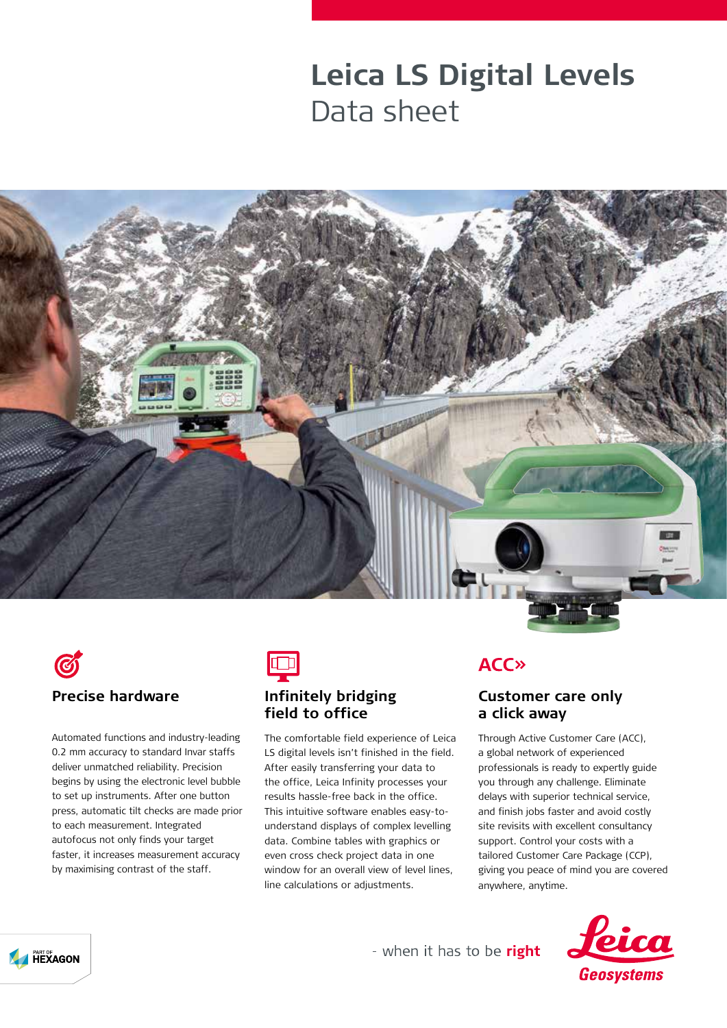# Leica LS Digital Levels

Data sheet

## Precise hardware

Automated functions and industry-leading 0.2 mm accuracy to standard Invar staffs deliver unmatched reliability. Precision begins by using the electronic level bubble to set up instruments. After one button press, automatic tilt checks are made prior to each measurement. Integrated autofocus not only finds your target faster, it increases measurement accuracy by maximising contrast of the staff.

## Infinitely bridging field to office

The comfortable field experience of Leica LS digital levels isn't finished in the field. After easily transferring your data to the office, Leica Infinity processes your results hassle-free back in the office. This intuitive software enables easy-to-understand displays of complex levelling data. Combine tables with graphics or even cross check project data in one window for an overall view of level lines, line calculations or adjustments.

ACC»

## Customer care only a click away

Through Active Customer Care (ACC), a global network of experienced professionals is ready to expertly guide you through any challenge. Eliminate delays with superior technical service, and finish jobs faster and avoid costly site revisits with excellent consultancy support. Control your costs with a tailored Customer Care Package (CCP), giving you peace of mind you are covered anywhere, anytime.

PART OF HEXAGON

- when it has to be **right**

Leica Geosystems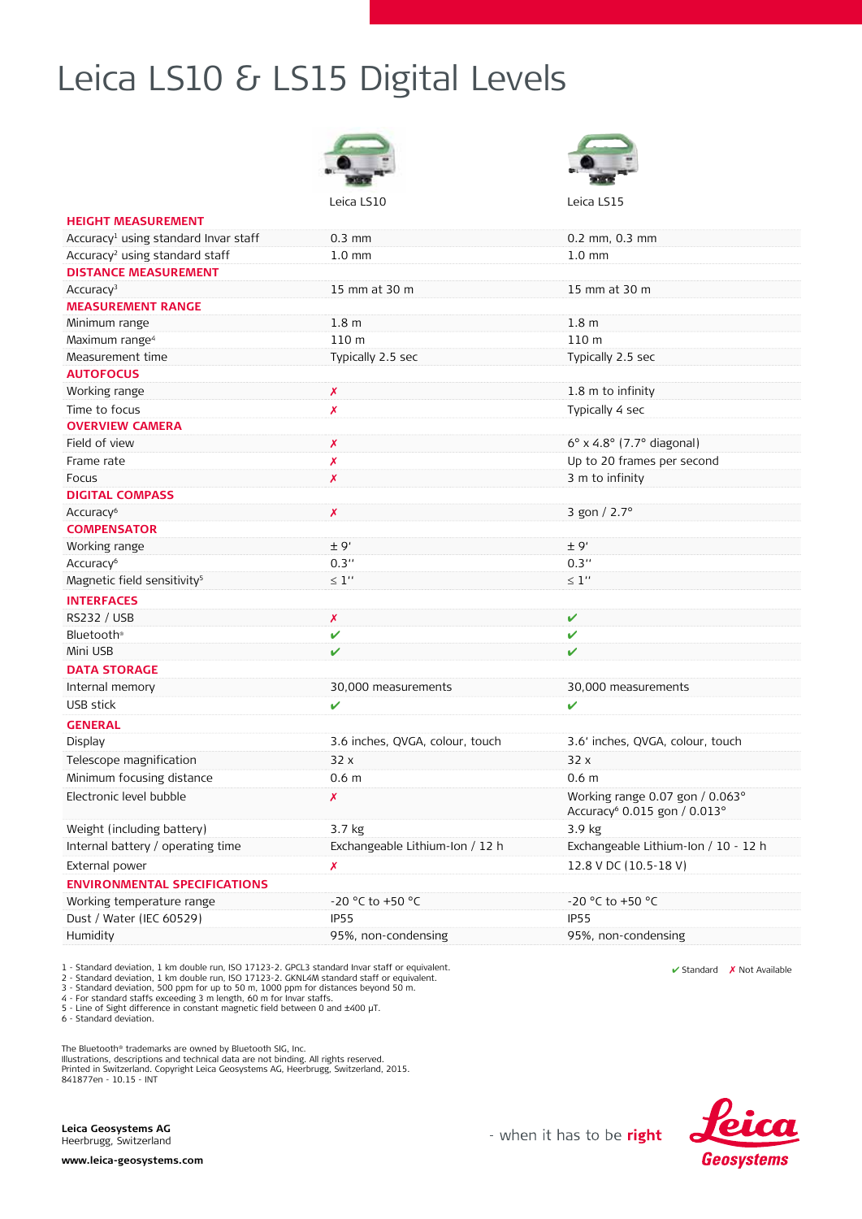# Leica LS10 & LS15 Digital Levels

| | Leica LS10 | Leica LS15 |
|---|---|---|
| **HEIGHT MEASUREMENT** | | |
| Accuracy[1] using standard Invar staff | 0.3 mm | 0.2 mm, 0.3 mm |
| Accuracy[2] using standard staff | 1.0 mm | 1.0 mm |
| **DISTANCE MEASUREMENT** | | |
| Accuracy[3] | 15 mm at 30 m | 15 mm at 30 m |
| **MEASUREMENT RANGE** | | |
| Minimum range | 1.8 m | 1.8 m |
| Maximum range[4] | 110 m | 110 m |
| Measurement time | Typically 2.5 sec | Typically 2.5 sec |
| **AUTOFOCUS** | | |
| Working range | ✗ | 1.8 m to infinity |
| Time to focus | ✗ | Typically 4 sec |
| **OVERVIEW CAMERA** | | |
| Field of view | ✗ | 6° x 4.8° (7.7° diagonal) |
| Frame rate | ✗ | Up to 20 frames per second |
| Focus | ✗ | 3 m to infinity |
| **DIGITAL COMPASS** | | |
| Accuracy[6] | ✗ | 3 gon / 2.7° |
| **COMPENSATOR** | | |
| Working range | ± 9' | ± 9' |
| Accuracy[6] | 0.3'' | 0.3'' |
| Magnetic field sensitivity[5] | ≤ 1'' | ≤ 1'' |
| **INTERFACES** | | |
| RS232 / USB | ✗ | ✔ |
| Bluetooth® | ✔ | ✔ |
| Mini USB | ✔ | ✔ |
| **DATA STORAGE** | | |
| Internal memory | 30,000 measurements | 30,000 measurements |
| USB stick | ✔ | ✔ |
| **GENERAL** | | |
| Display | 3.6 inches, QVGA, colour, touch | 3.6' inches, QVGA, colour, touch |
| Telescope magnification | 32 x | 32 x |
| Minimum focusing distance | 0.6 m | 0.6 m |
| Electronic level bubble | ✗ | Working range 0.07 gon / 0.063° Accuracy[6] 0.015 gon / 0.013° |
| Weight (including battery) | 3.7 kg | 3.9 kg |
| Internal battery / operating time | Exchangeable Lithium-Ion / 12 h | Exchangeable Lithium-Ion / 10 - 12 h |
| External power | ✗ | 12.8 V DC (10.5-18 V) |
| **ENVIRONMENTAL SPECIFICATIONS** | | |
| Working temperature range | -20 °C to +50 °C | -20 °C to +50 °C |
| Dust / Water (IEC 60529) | IP55 | IP55 |
| Humidity | 95%, non-condensing | 95%, non-condensing |

✔ Standard ✗ Not Available

1 - Standard deviation, 1 km double run, ISO 17123-2. GPCL3 standard Invar staff or equivalent.
2 - Standard deviation, 1 km double run, ISO 17123-2. GKNL4M standard staff or equivalent.
3 - Standard deviation, 500 ppm for up to 50 m, 1000 ppm for distances beyond 50 m.
4 - For standard staffs exceeding 3 m length, 60 m for Invar staffs.
5 - Line of Sight difference in constant magnetic field between 0 and ±400 µT.
6 - Standard deviation.

The Bluetooth® trademarks are owned by Bluetooth SIG, Inc.
Illustrations, descriptions and technical data are not binding. All rights reserved.
Printed in Switzerland. Copyright Leica Geosystems AG, Heerbrugg, Switzerland, 2015.
841877en - 10.15 - INT

**Leica Geosystems AG**
Heerbrugg, Switzerland

**www.leica-geosystems.com**

- when it has to be **right**

Leica Geosystems